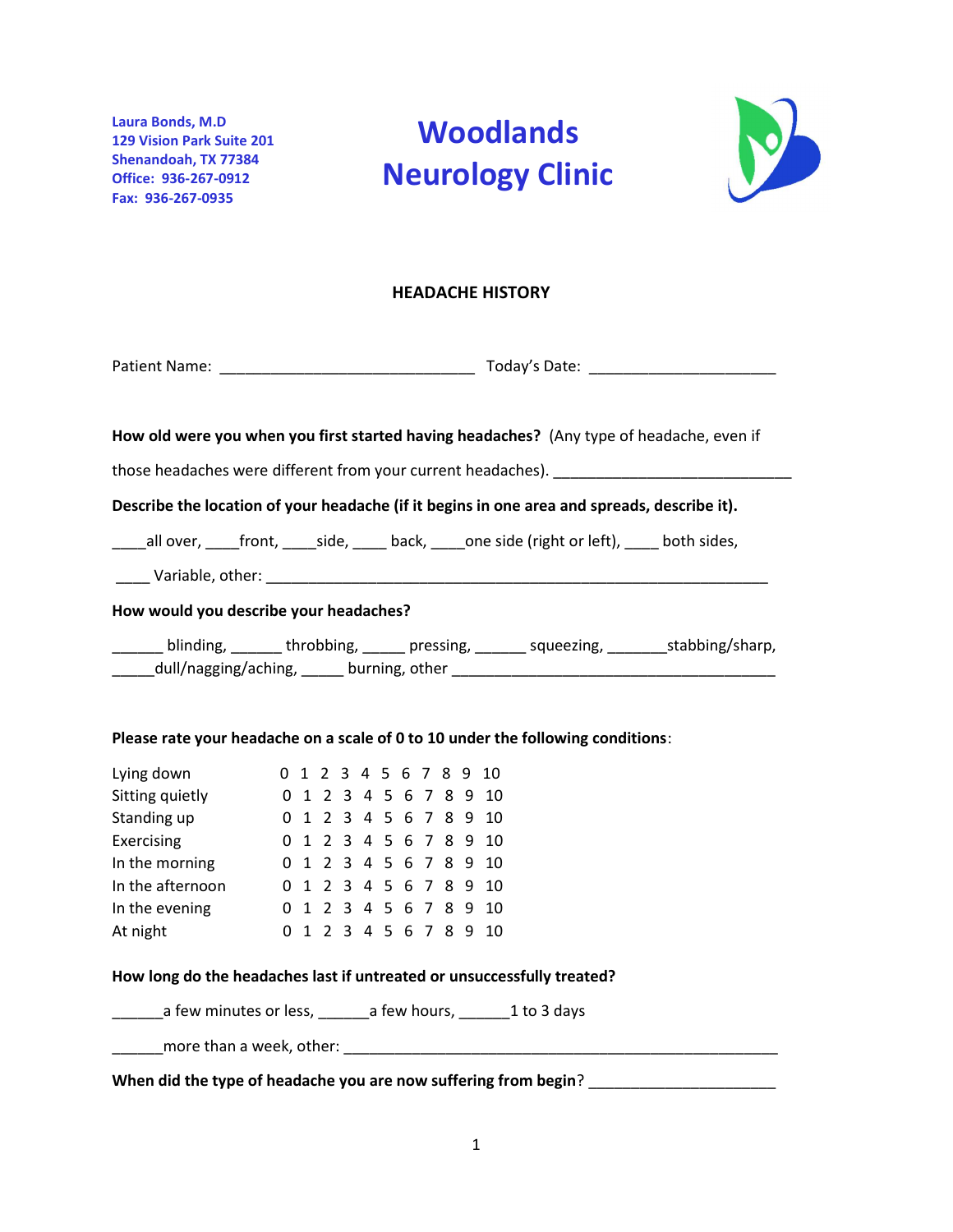Laura Bonds, M.D
129 Vision Park Suite 201
Shenandoah, TX 77384
Office: 936-267-0912
Fax: 936-267-0935

# Woodlands Neurology Clinic

## HEADACHE HISTORY

Patient Name: ______________________________ Today's Date: _____________________

**How old were you when you first started having headaches?** (Any type of headache, even if those headaches were different from your current headaches). ___________________________

**Describe the location of your headache (if it begins in one area and spreads, describe it).**

____all over, ____front, ____side, ____ back, ____one side (right or left), ____ both sides,

____ Variable, other: ___________________________________________________________

**How would you describe your headaches?**

______ blinding, ______ throbbing, _____ pressing, ______ squeezing, _______stabbing/sharp, _____dull/nagging/aching, _____ burning, other ______________________________________

**Please rate your headache on a scale of 0 to 10 under the following conditions**:

| | |
|---|---|
| Lying down | 0 1 2 3 4 5 6 7 8 9 10 |
| Sitting quietly | 0 1 2 3 4 5 6 7 8 9 10 |
| Standing up | 0 1 2 3 4 5 6 7 8 9 10 |
| Exercising | 0 1 2 3 4 5 6 7 8 9 10 |
| In the morning | 0 1 2 3 4 5 6 7 8 9 10 |
| In the afternoon | 0 1 2 3 4 5 6 7 8 9 10 |
| In the evening | 0 1 2 3 4 5 6 7 8 9 10 |
| At night | 0 1 2 3 4 5 6 7 8 9 10 |

**How long do the headaches last if untreated or unsuccessfully treated?**

______a few minutes or less, ______a few hours, ______1 to 3 days

______more than a week, other: ______________________________________________________

**When did the type of headache you are now suffering from begin**? _____________________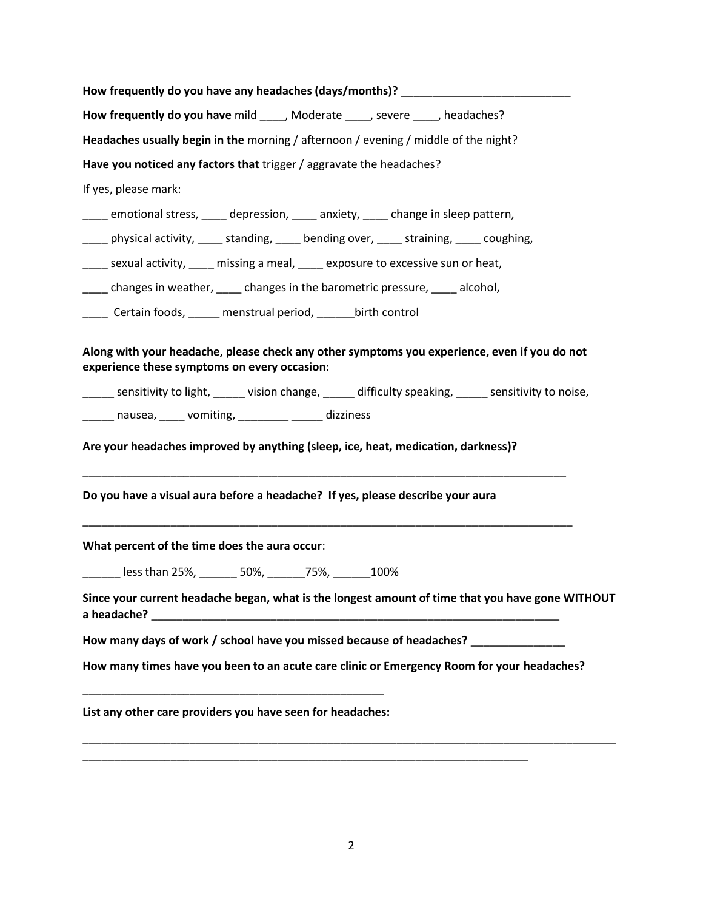**How frequently do you have any headaches (days/months)?** ___________________________

**How frequently do you have** mild ____, Moderate ____, severe ____, headaches?

**Headaches usually begin in the** morning / afternoon / evening / middle of the night?

**Have you noticed any factors that** trigger / aggravate the headaches?

If yes, please mark:

____ emotional stress, ____ depression, ____ anxiety, ____ change in sleep pattern,

____ physical activity, ____ standing, ____ bending over, ____ straining, ____ coughing,

____ sexual activity, ____ missing a meal, ____ exposure to excessive sun or heat,

____ changes in weather, ____ changes in the barometric pressure, ____ alcohol,

____ Certain foods, _____ menstrual period, ______birth control

**Along with your headache, please check any other symptoms you experience, even if you do not experience these symptoms on every occasion:**

_____ sensitivity to light, _____ vision change, _____ difficulty speaking, _____ sensitivity to noise,

_____ nausea, ____ vomiting, ________ _____ dizziness

**Are your headaches improved by anything (sleep, ice, heat, medication, darkness)?**

_______________________________________________________________________________

**Do you have a visual aura before a headache? If yes, please describe your aura**

________________________________________________________________________________

**What percent of the time does the aura occur**:

______ less than 25%, ______ 50%, ______75%, ______100%

**Since your current headache began, what is the longest amount of time that you have gone WITHOUT a headache?** _________________________________________________________________

**How many days of work / school have you missed because of headaches?** ______________

**How many times have you been to an acute care clinic or Emergency Room for your headaches?**

_________________________________________________

**List any other care providers you have seen for headaches:**

_____________________________________________________________________________________

________________________________________________________________________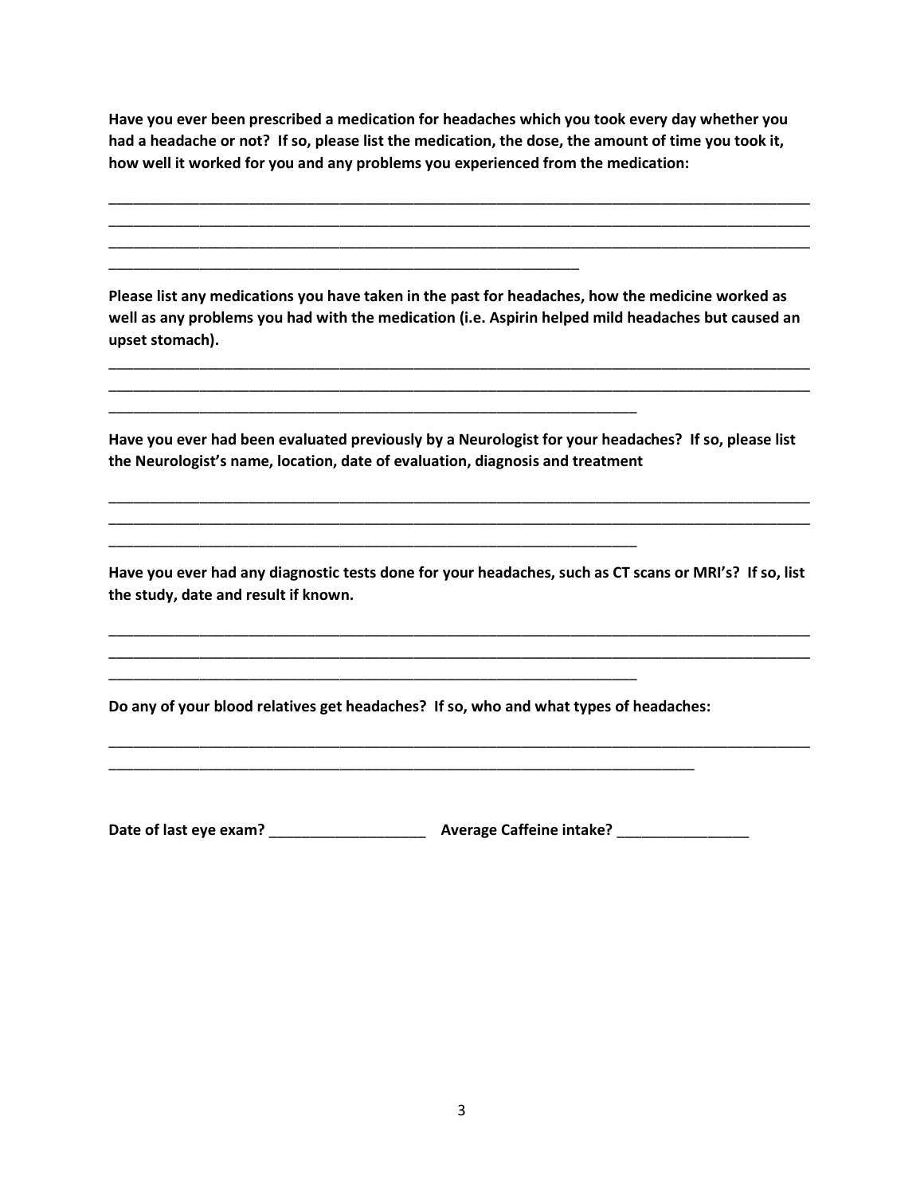**Have you ever been prescribed a medication for headaches which you took every day whether you had a headache or not? If so, please list the medication, the dose, the amount of time you took it, how well it worked for you and any problems you experienced from the medication:**

___________________________________________________________________________________________
___________________________________________________________________________________________
___________________________________________________________________________________________
____________________________________________________________

**Please list any medications you have taken in the past for headaches, how the medicine worked as well as any problems you had with the medication (i.e. Aspirin helped mild headaches but caused an upset stomach).**

___________________________________________________________________________________________
___________________________________________________________________________________________
____________________________________________________________________

**Have you ever had been evaluated previously by a Neurologist for your headaches? If so, please list the Neurologist's name, location, date of evaluation, diagnosis and treatment**

___________________________________________________________________________________________
___________________________________________________________________________________________
____________________________________________________________________

**Have you ever had any diagnostic tests done for your headaches, such as CT scans or MRI's? If so, list the study, date and result if known.**

___________________________________________________________________________________________
___________________________________________________________________________________________
____________________________________________________________________

**Do any of your blood relatives get headaches? If so, who and what types of headaches:**

___________________________________________________________________________________________
____________________________________________________________________________

**Date of last eye exam?** ___________________ **Average Caffeine intake?** ________________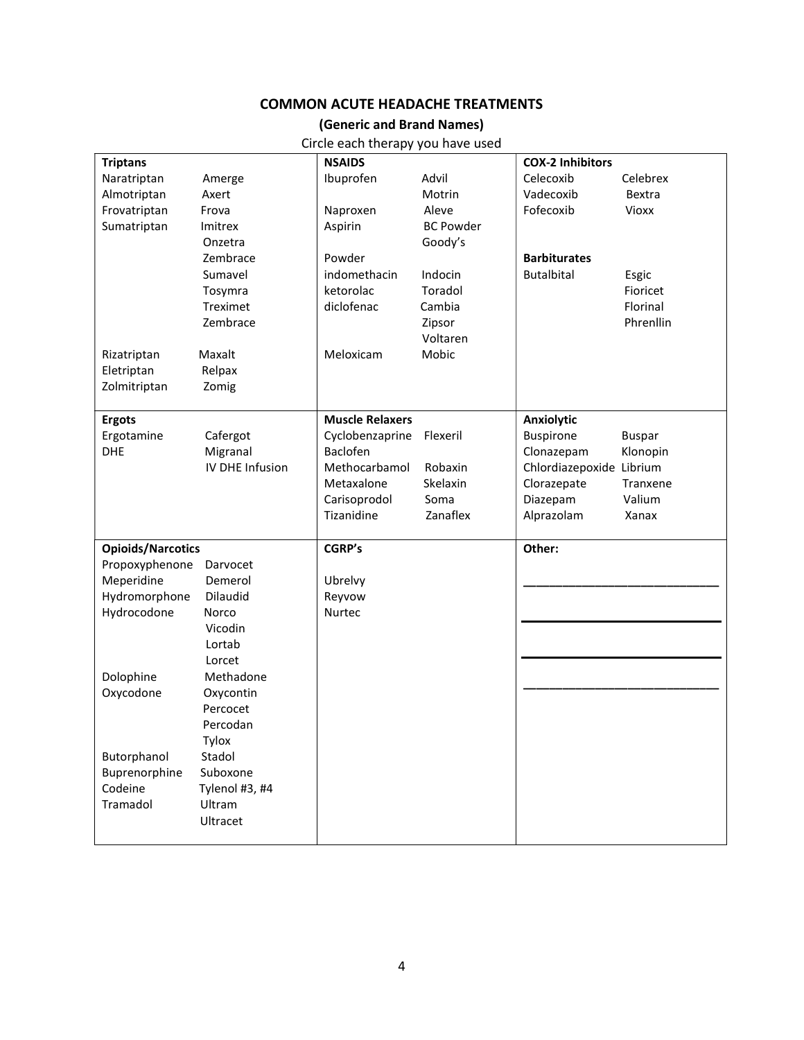## COMMON ACUTE HEADACHE TREATMENTS

### (Generic and Brand Names)

Circle each therapy you have used

| Triptans | | NSAIDS | | COX-2 Inhibitors | |
|---|---|---|---|---|---|
| Naratriptan | Amerge | Ibuprofen | Advil | Celecoxib | Celebrex |
| Almotriptan | Axert | | Motrin | Vadecoxib | Bextra |
| Frovatriptan | Frova | Naproxen | Aleve | Fofecoxib | Vioxx |
| Sumatriptan | Imitrex | Aspirin | BC Powder | | |
| | Onzetra | | Goody's | | |
| | Zembrace | Powder | | **Barbiturates** | |
| | Sumavel | indomethacin | Indocin | Butalbital | Esgic |
| | Tosymra | ketorolac | Toradol | | Fioricet |
| | Treximet | diclofenac | Cambia | | Florinal |
| | Zembrace | | Zipsor | | Phrenllin |
| | | | Voltaren | | |
| Rizatriptan | Maxalt | Meloxicam | Mobic | | |
| Eletriptan | Relpax | | | | |
| Zolmitriptan | Zomig | | | | |
| **Ergots** | | **Muscle Relaxers** | | **Anxiolytic** | |
| Ergotamine | Cafergot | Cyclobenzaprine | Flexeril | Buspirone | Buspar |
| DHE | Migranal | Baclofen | | Clonazepam | Klonopin |
| | IV DHE Infusion | Methocarbamol | Robaxin | Chlordiazepoxide | Librium |
| | | Metaxalone | Skelaxin | Clorazepate | Tranxene |
| | | Carisoprodol | Soma | Diazepam | Valium |
| | | Tizanidine | Zanaflex | Alprazolam | Xanax |
| **Opioids/Narcotics** | | **CGRP's** | | **Other:** | |
| Propoxyphenone | Darvocet | | | | |
| Meperidine | Demerol | Ubrelvy | | ______________________ | |
| Hydromorphone | Dilaudid | Reyvow | | | |
| Hydrocodone | Norco | Nurtec | | ______________________ | |
| | Vicodin | | | | |
| | Lortab | | | ______________________ | |
| | Lorcet | | | | |
| Dolophine | Methadone | | | ______________________ | |
| Oxycodone | Oxycontin | | | | |
| | Percocet | | | | |
| | Percodan | | | | |
| | Tylox | | | | |
| Butorphanol | Stadol | | | | |
| Buprenorphine | Suboxone | | | | |
| Codeine | Tylenol #3, #4 | | | | |
| Tramadol | Ultram | | | | |
| | Ultracet | | | | |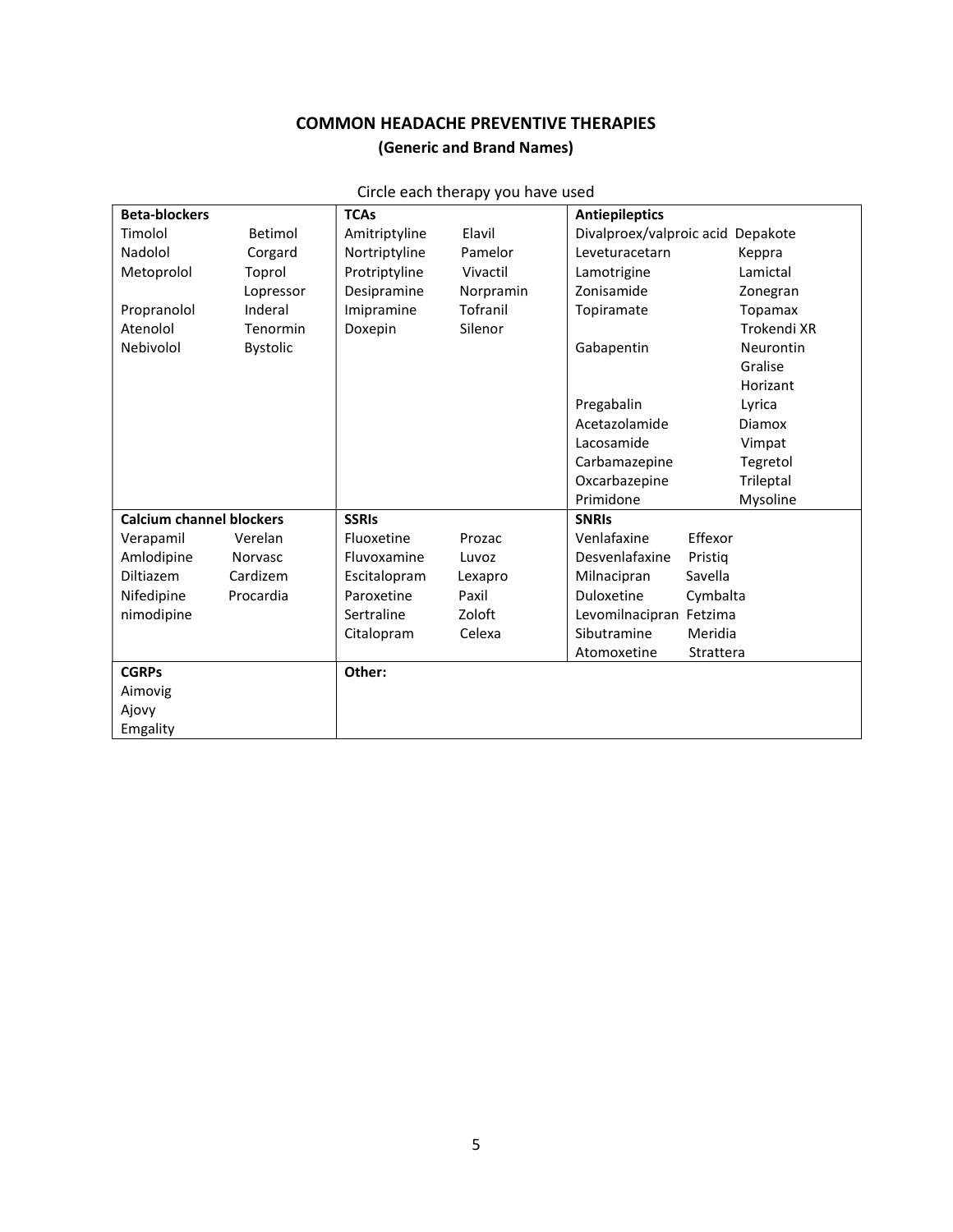# COMMON HEADACHE PREVENTIVE THERAPIES

## (Generic and Brand Names)

Circle each therapy you have used

| **Beta-blockers** | | **TCAs** | | **Antiepileptics** | |
|---|---|---|---|---|---|
| Timolol | Betimol | Amitriptyline | Elavil | Divalproex/valproic acid | Depakote |
| Nadolol | Corgard | Nortriptyline | Pamelor | Leveturacetarn | Keppra |
| Metoprolol | Toprol | Protriptyline | Vivactil | Lamotrigine | Lamictal |
| | Lopressor | Desipramine | Norpramin | Zonisamide | Zonegran |
| Propranolol | Inderal | Imipramine | Tofranil | Topiramate | Topamax |
| Atenolol | Tenormin | Doxepin | Silenor | | Trokendi XR |
| Nebivolol | Bystolic | | | Gabapentin | Neurontin |
| | | | | | Gralise |
| | | | | | Horizant |
| | | | | Pregabalin | Lyrica |
| | | | | Acetazolamide | Diamox |
| | | | | Lacosamide | Vimpat |
| | | | | Carbamazepine | Tegretol |
| | | | | Oxcarbazepine | Trileptal |
| | | | | Primidone | Mysoline |
| **Calcium channel blockers** | | **SSRIs** | | **SNRIs** | |
| Verapamil | Verelan | Fluoxetine | Prozac | Venlafaxine | Effexor |
| Amlodipine | Norvasc | Fluvoxamine | Luvoz | Desvenlafaxine | Pristiq |
| Diltiazem | Cardizem | Escitalopram | Lexapro | Milnacipran | Savella |
| Nifedipine | Procardia | Paroxetine | Paxil | Duloxetine | Cymbalta |
| nimodipine | | Sertraline | Zoloft | Levomilnacipran | Fetzima |
| | | Citalopram | Celexa | Sibutramine | Meridia |
| | | | | Atomoxetine | Strattera |
| **CGRPs** | | **Other:** | | | |
| Aimovig | | | | | |
| Ajovy | | | | | |
| Emgality | | | | | |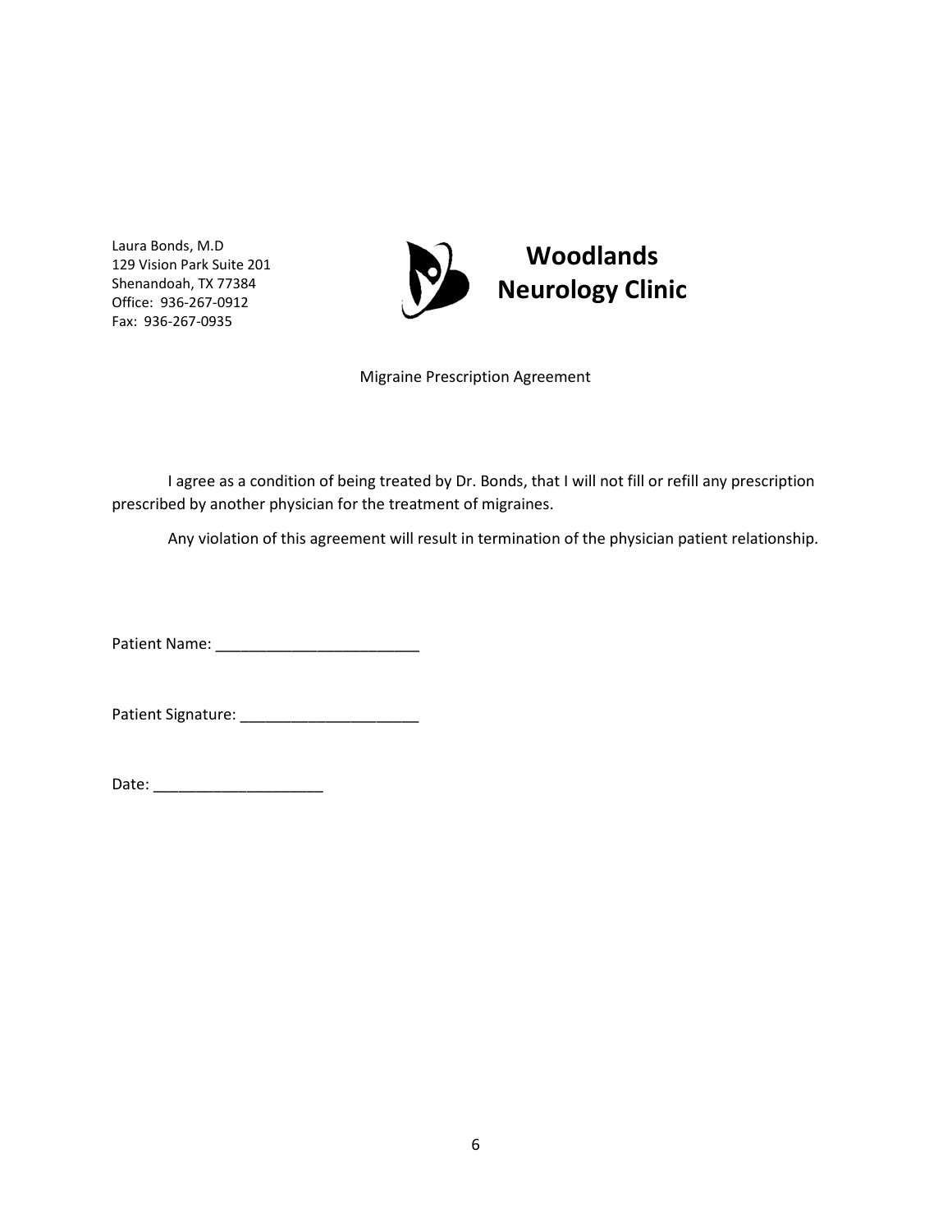Laura Bonds, M.D
129 Vision Park Suite 201
Shenandoah, TX 77384
Office: 936-267-0912
Fax: 936-267-0935

**Woodlands Neurology Clinic**

Migraine Prescription Agreement

I agree as a condition of being treated by Dr. Bonds, that I will not fill or refill any prescription prescribed by another physician for the treatment of migraines.

Any violation of this agreement will result in termination of the physician patient relationship.

Patient Name: _______________________

Patient Signature: ____________________

Date: ___________________